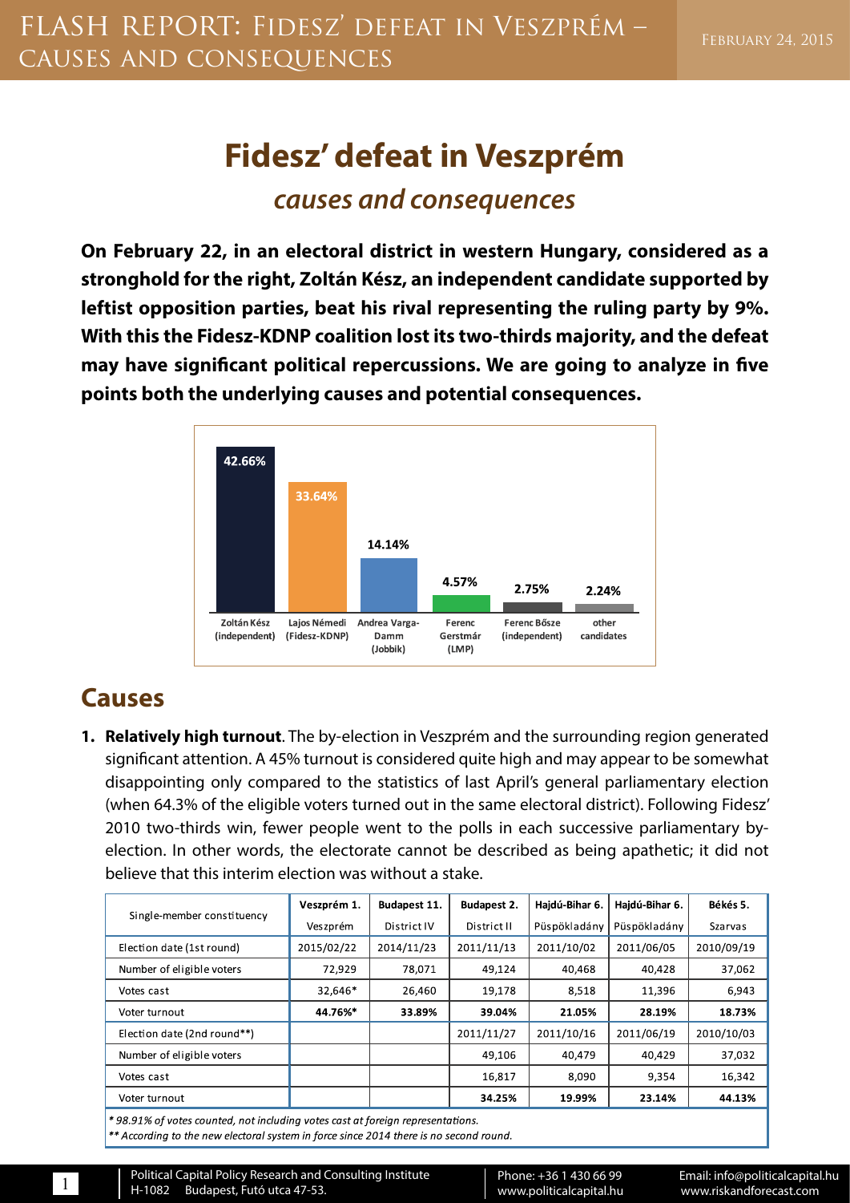# Fidesz' defeat in Veszprém

## *causes and consequences*

**On February 22, in an electoral district in western Hungary, considered as a stronghold for the right, Zoltán Kész, an independent candidate supported by leftist opposition parties, beat his rival representing the ruling party by 9%. With this the Fidesz-KDNP coalition lost its two-thirds majority, and the defeat may have significant political repercussions. We are going to analyze in five points both the underlying causes and potential consequences.**

| Candidate | Result |
|---|---|
| Zoltán Kész (independent) | 42.66% |
| Lajos Némedi (Fidesz-KDNP) | 33.64% |
| Andrea Varga-Damm (Jobbik) | 14.14% |
| Ferenc Gerstmár (LMP) | 4.57% |
| Ferenc Bősze (independent) | 2.75% |
| other candidates | 2.24% |

## Causes

1. **Relatively high turnout**. The by-election in Veszprém and the surrounding region generated significant attention. A 45% turnout is considered quite high and may appear to be somewhat disappointing only compared to the statistics of last April's general parliamentary election (when 64.3% of the eligible voters turned out in the same electoral district). Following Fidesz' 2010 two-thirds win, fewer people went to the polls in each successive parliamentary by-election. In other words, the electorate cannot be described as being apathetic; it did not believe that this interim election was without a stake.

| Single-member constituency | Veszprém 1. Veszprém | Budapest 11. District IV | Budapest 2. District II | Hajdú-Bihar 6. Püspökladány | Hajdú-Bihar 6. Püspökladány | Békés 5. Szarvas |
|---|---|---|---|---|---|---|
| Election date (1st round) | 2015/02/22 | 2014/11/23 | 2011/11/13 | 2011/10/02 | 2011/06/05 | 2010/09/19 |
| Number of eligible voters | 72,929 | 78,071 | 49,124 | 40,468 | 40,428 | 37,062 |
| Votes cast | 32,646* | 26,460 | 19,178 | 8,518 | 11,396 | 6,943 |
| Voter turnout | **44.76%*** | **33.89%** | **39.04%** | **21.05%** | **28.19%** | **18.73%** |
| Election date (2nd round**) | | | 2011/11/27 | 2011/10/16 | 2011/06/19 | 2010/10/03 |
| Number of eligible voters | | | 49,106 | 40,479 | 40,429 | 37,032 |
| Votes cast | | | 16,817 | 8,090 | 9,354 | 16,342 |
| Voter turnout | | | **34.25%** | **19.99%** | **23.14%** | **44.13%** |

*\* 98.91% of votes counted, not including votes cast at foreign representations.*
*\*\* According to the new electoral system in force since 2014 there is no second round.*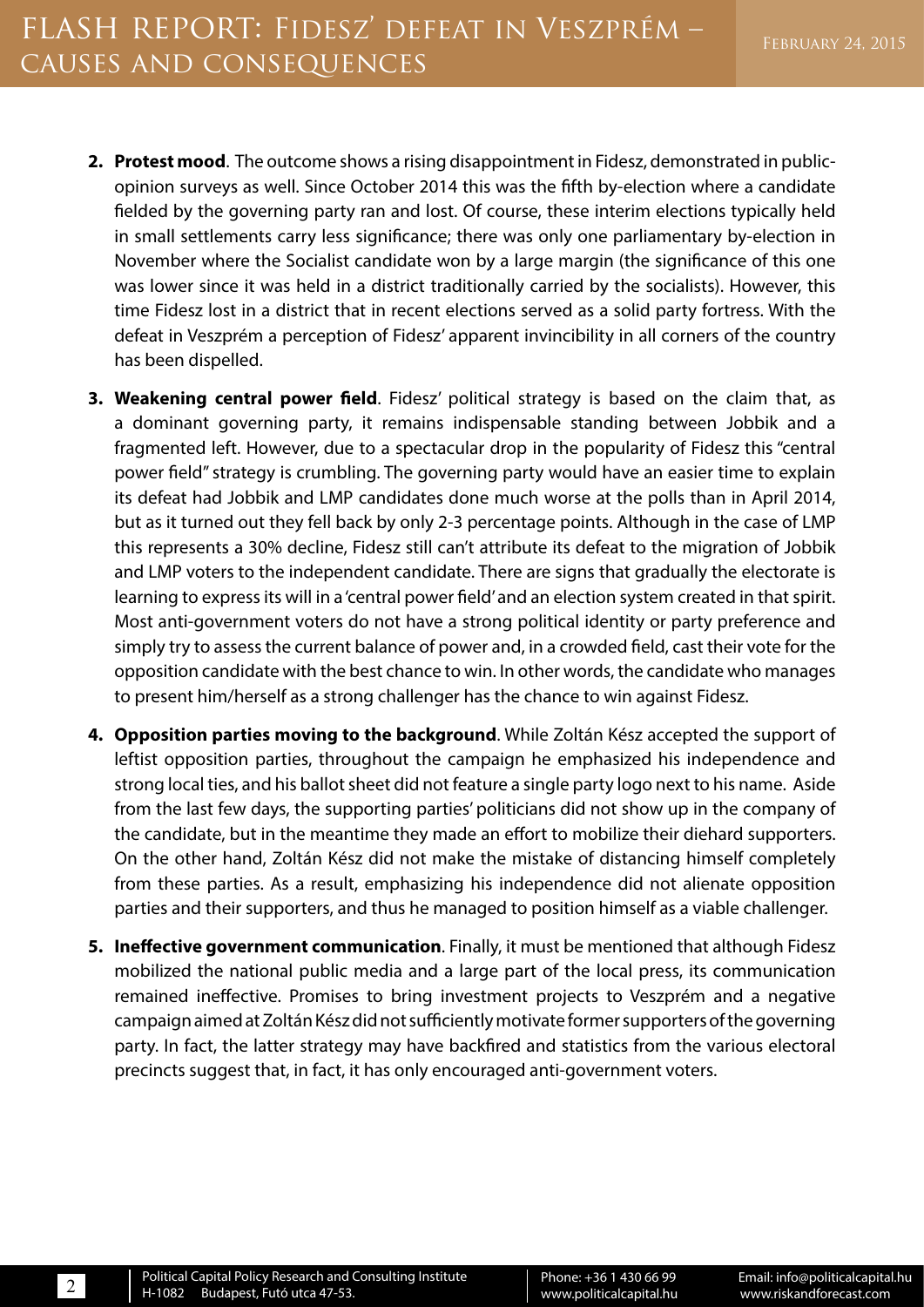2. **Protest mood**. The outcome shows a rising disappointment in Fidesz, demonstrated in public-opinion surveys as well. Since October 2014 this was the fifth by-election where a candidate fielded by the governing party ran and lost. Of course, these interim elections typically held in small settlements carry less significance; there was only one parliamentary by-election in November where the Socialist candidate won by a large margin (the significance of this one was lower since it was held in a district traditionally carried by the socialists). However, this time Fidesz lost in a district that in recent elections served as a solid party fortress. With the defeat in Veszprém a perception of Fidesz' apparent invincibility in all corners of the country has been dispelled.

3. **Weakening central power field**. Fidesz' political strategy is based on the claim that, as a dominant governing party, it remains indispensable standing between Jobbik and a fragmented left. However, due to a spectacular drop in the popularity of Fidesz this "central power field" strategy is crumbling. The governing party would have an easier time to explain its defeat had Jobbik and LMP candidates done much worse at the polls than in April 2014, but as it turned out they fell back by only 2-3 percentage points. Although in the case of LMP this represents a 30% decline, Fidesz still can't attribute its defeat to the migration of Jobbik and LMP voters to the independent candidate. There are signs that gradually the electorate is learning to express its will in a 'central power field' and an election system created in that spirit. Most anti-government voters do not have a strong political identity or party preference and simply try to assess the current balance of power and, in a crowded field, cast their vote for the opposition candidate with the best chance to win. In other words, the candidate who manages to present him/herself as a strong challenger has the chance to win against Fidesz.

4. **Opposition parties moving to the background**. While Zoltán Kész accepted the support of leftist opposition parties, throughout the campaign he emphasized his independence and strong local ties, and his ballot sheet did not feature a single party logo next to his name. Aside from the last few days, the supporting parties' politicians did not show up in the company of the candidate, but in the meantime they made an effort to mobilize their diehard supporters. On the other hand, Zoltán Kész did not make the mistake of distancing himself completely from these parties. As a result, emphasizing his independence did not alienate opposition parties and their supporters, and thus he managed to position himself as a viable challenger.

5. **Ineffective government communication**. Finally, it must be mentioned that although Fidesz mobilized the national public media and a large part of the local press, its communication remained ineffective. Promises to bring investment projects to Veszprém and a negative campaign aimed at Zoltán Kész did not sufficiently motivate former supporters of the governing party. In fact, the latter strategy may have backfired and statistics from the various electoral precincts suggest that, in fact, it has only encouraged anti-government voters.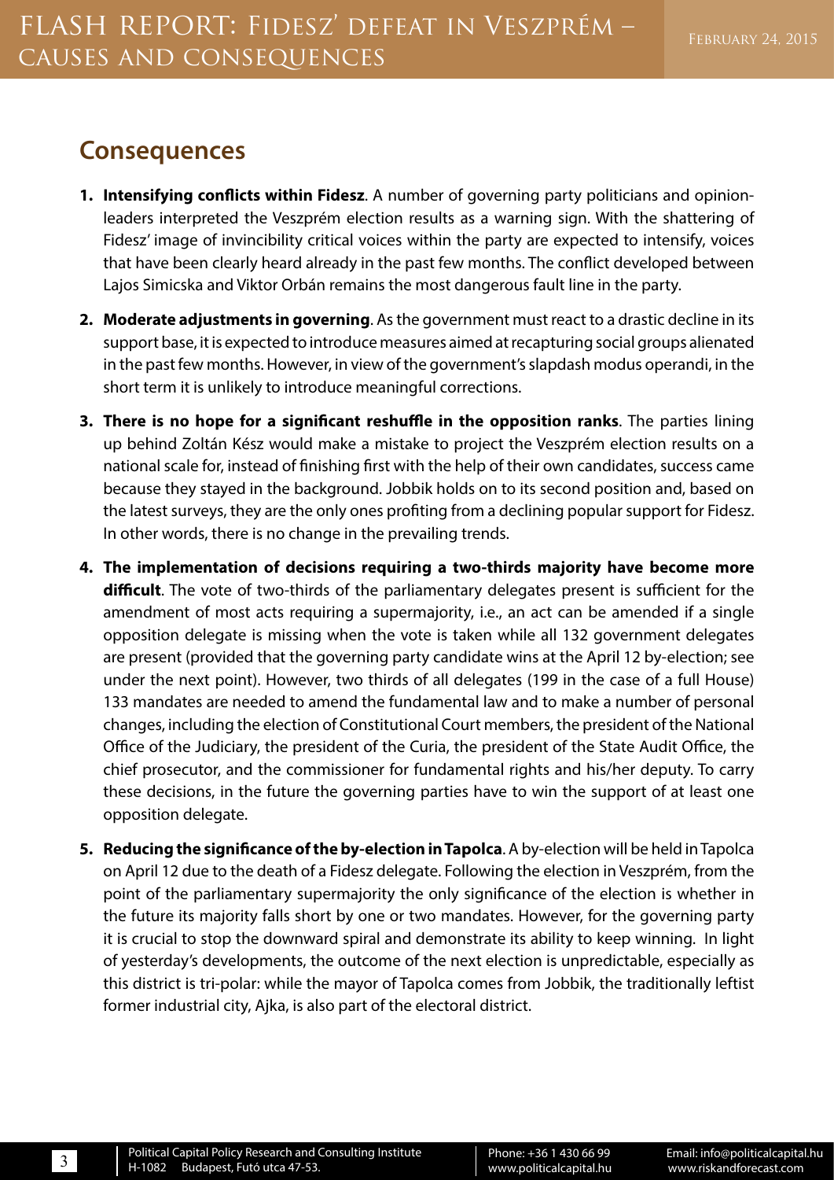## Consequences

1. **Intensifying conflicts within Fidesz**. A number of governing party politicians and opinion-leaders interpreted the Veszprém election results as a warning sign. With the shattering of Fidesz' image of invincibility critical voices within the party are expected to intensify, voices that have been clearly heard already in the past few months. The conflict developed between Lajos Simicska and Viktor Orbán remains the most dangerous fault line in the party.

2. **Moderate adjustments in governing**. As the government must react to a drastic decline in its support base, it is expected to introduce measures aimed at recapturing social groups alienated in the past few months. However, in view of the government's slapdash modus operandi, in the short term it is unlikely to introduce meaningful corrections.

3. **There is no hope for a significant reshuffle in the opposition ranks**. The parties lining up behind Zoltán Kész would make a mistake to project the Veszprém election results on a national scale for, instead of finishing first with the help of their own candidates, success came because they stayed in the background. Jobbik holds on to its second position and, based on the latest surveys, they are the only ones profiting from a declining popular support for Fidesz. In other words, there is no change in the prevailing trends.

4. **The implementation of decisions requiring a two-thirds majority have become more difficult**. The vote of two-thirds of the parliamentary delegates present is sufficient for the amendment of most acts requiring a supermajority, i.e., an act can be amended if a single opposition delegate is missing when the vote is taken while all 132 government delegates are present (provided that the governing party candidate wins at the April 12 by-election; see under the next point). However, two thirds of all delegates (199 in the case of a full House) 133 mandates are needed to amend the fundamental law and to make a number of personal changes, including the election of Constitutional Court members, the president of the National Office of the Judiciary, the president of the Curia, the president of the State Audit Office, the chief prosecutor, and the commissioner for fundamental rights and his/her deputy. To carry these decisions, in the future the governing parties have to win the support of at least one opposition delegate.

5. **Reducing the significance of the by-election in Tapolca**. A by-election will be held in Tapolca on April 12 due to the death of a Fidesz delegate. Following the election in Veszprém, from the point of the parliamentary supermajority the only significance of the election is whether in the future its majority falls short by one or two mandates. However, for the governing party it is crucial to stop the downward spiral and demonstrate its ability to keep winning. In light of yesterday's developments, the outcome of the next election is unpredictable, especially as this district is tri-polar: while the mayor of Tapolca comes from Jobbik, the traditionally leftist former industrial city, Ajka, is also part of the electoral district.